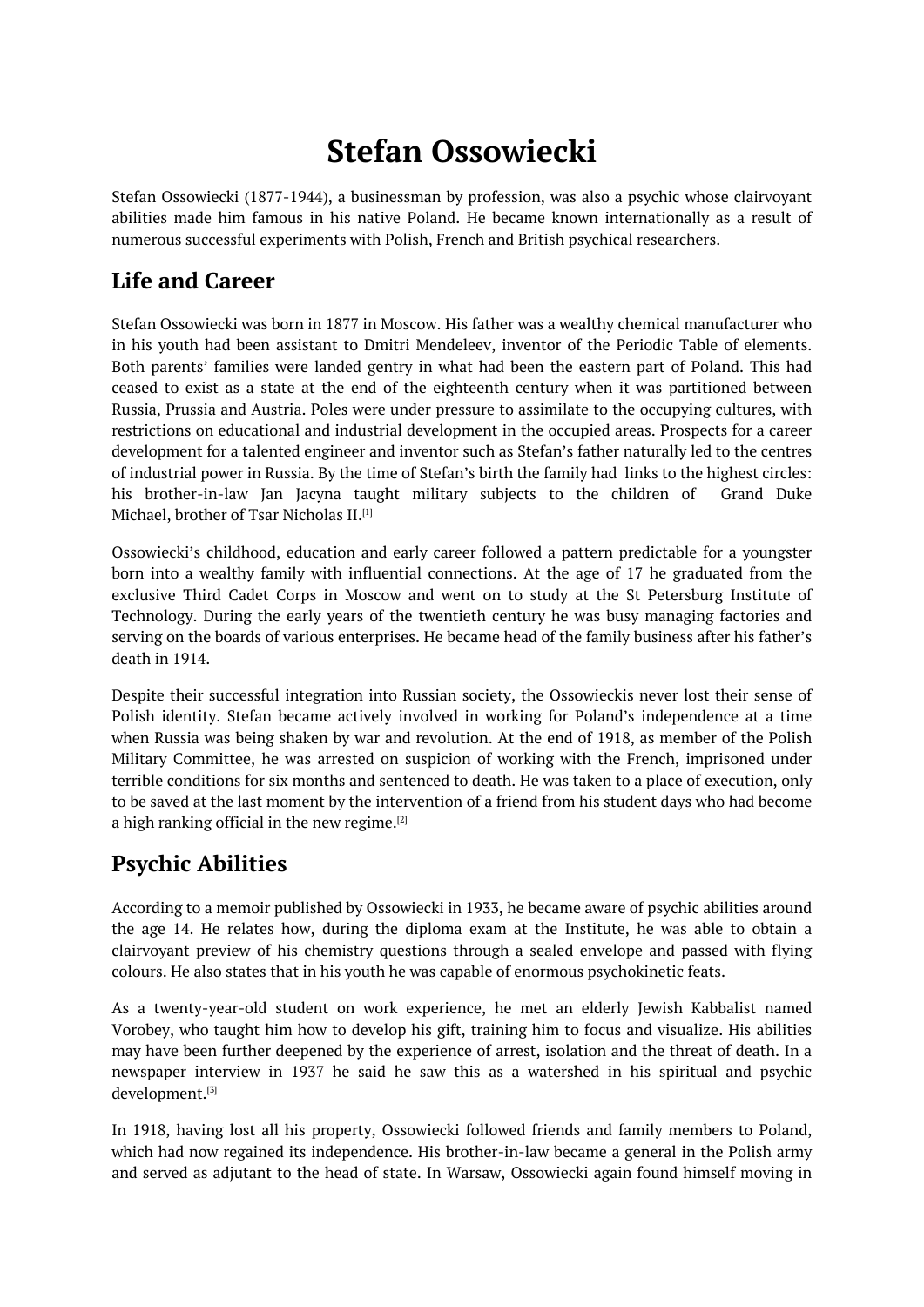# Stefan Ossowiecki

Stefan Ossowiecki (1877-1944), a businessman by profession, was also a psychic whose clairvoyant abilities made him famous in his native Poland. He became known internationally as a result of numerous successful experiments with Polish, French and British psychical researchers.

## Life and Career

Stefan Ossowiecki was born in 1877 in Moscow. His father was a wealthy chemical manufacturer who in his youth had been assistant to Dmitri Mendeleev, inventor of the Periodic Table of elements. Both parents' families were landed gentry in what had been the eastern part of Poland. This had ceased to exist as a state at the end of the eighteenth century when it was partitioned between Russia, Prussia and Austria. Poles were under pressure to assimilate to the occupying cultures, with restrictions on educational and industrial development in the occupied areas. Prospects for a career development for a talented engineer and inventor such as Stefan's father naturally led to the centres of industrial power in Russia. By the time of Stefan's birth the family had links to the highest circles: his brother-in-law Jan Jacyna taught military subjects to the children of Grand Duke Michael, brother of Tsar Nicholas II.[1]

Ossowiecki's childhood, education and early career followed a pattern predictable for a youngster born into a wealthy family with influential connections. At the age of 17 he graduated from the exclusive Third Cadet Corps in Moscow and went on to study at the St Petersburg Institute of Technology. During the early years of the twentieth century he was busy managing factories and serving on the boards of various enterprises. He became head of the family business after his father's death in 1914.

Despite their successful integration into Russian society, the Ossowieckis never lost their sense of Polish identity. Stefan became actively involved in working for Poland's independence at a time when Russia was being shaken by war and revolution. At the end of 1918, as member of the Polish Military Committee, he was arrested on suspicion of working with the French, imprisoned under terrible conditions for six months and sentenced to death. He was taken to a place of execution, only to be saved at the last moment by the intervention of a friend from his student days who had become a high ranking official in the new regime.[2]

## Psychic Abilities

According to a memoir published by Ossowiecki in 1933, he became aware of psychic abilities around the age 14. He relates how, during the diploma exam at the Institute, he was able to obtain a clairvoyant preview of his chemistry questions through a sealed envelope and passed with flying colours. He also states that in his youth he was capable of enormous psychokinetic feats.

As a twenty-year-old student on work experience, he met an elderly Jewish Kabbalist named Vorobey, who taught him how to develop his gift, training him to focus and visualize. His abilities may have been further deepened by the experience of arrest, isolation and the threat of death. In a newspaper interview in 1937 he said he saw this as a watershed in his spiritual and psychic development.[3]

In 1918, having lost all his property, Ossowiecki followed friends and family members to Poland, which had now regained its independence. His brother-in-law became a general in the Polish army and served as adjutant to the head of state. In Warsaw, Ossowiecki again found himself moving in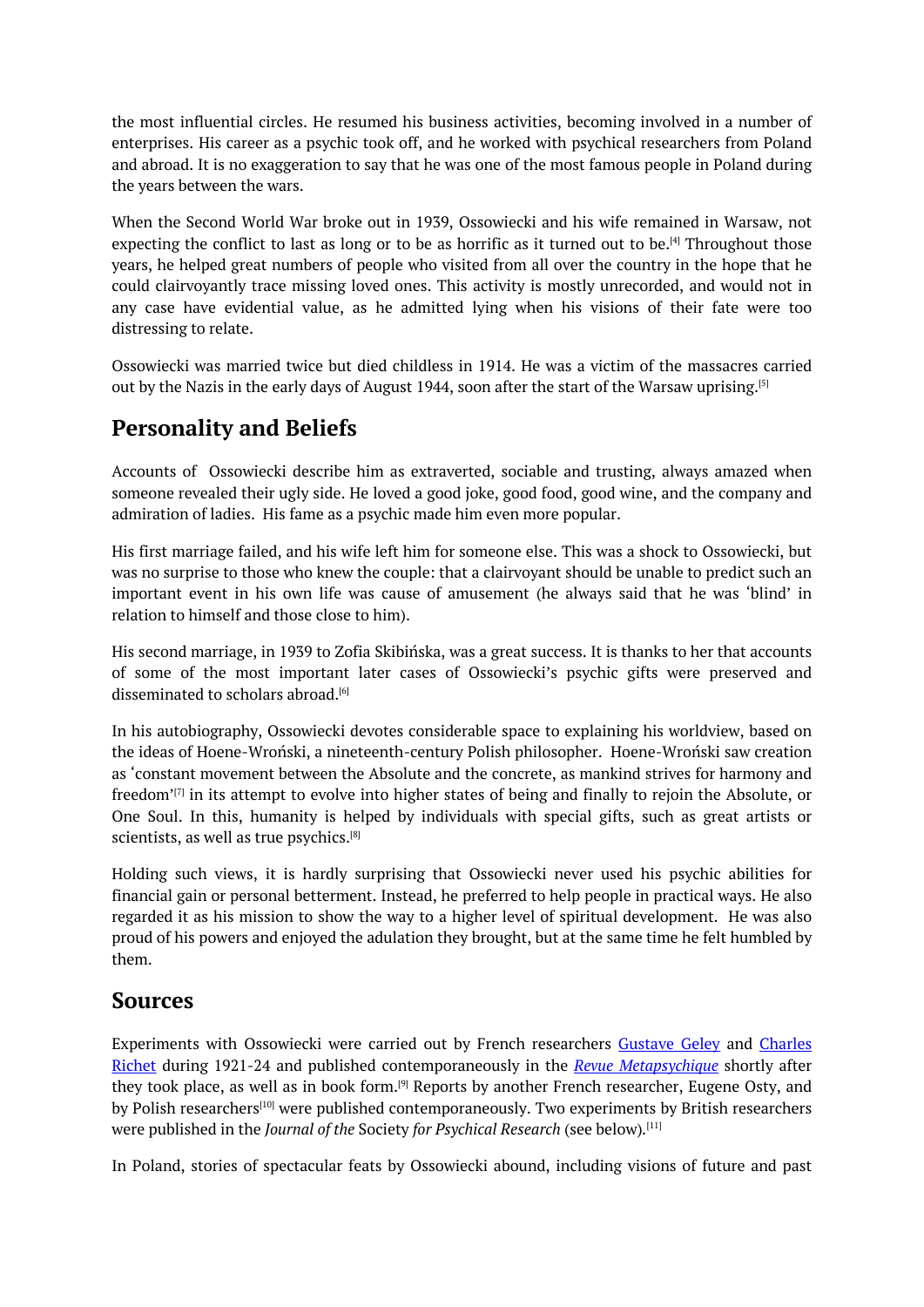the most influential circles. He resumed his business activities, becoming involved in a number of enterprises. His career as a psychic took off, and he worked with psychical researchers from Poland and abroad. It is no exaggeration to say that he was one of the most famous people in Poland during the years between the wars.

When the Second World War broke out in 1939, Ossowiecki and his wife remained in Warsaw, not expecting the conflict to last as long or to be as horrific as it turned out to be.[4] Throughout those years, he helped great numbers of people who visited from all over the country in the hope that he could clairvoyantly trace missing loved ones. This activity is mostly unrecorded, and would not in any case have evidential value, as he admitted lying when his visions of their fate were too distressing to relate.

Ossowiecki was married twice but died childless in 1914. He was a victim of the massacres carried out by the Nazis in the early days of August 1944, soon after the start of the Warsaw uprising.[5]

## Personality and Beliefs

Accounts of Ossowiecki describe him as extraverted, sociable and trusting, always amazed when someone revealed their ugly side. He loved a good joke, good food, good wine, and the company and admiration of ladies. His fame as a psychic made him even more popular.

His first marriage failed, and his wife left him for someone else. This was a shock to Ossowiecki, but was no surprise to those who knew the couple: that a clairvoyant should be unable to predict such an important event in his own life was cause of amusement (he always said that he was 'blind' in relation to himself and those close to him).

His second marriage, in 1939 to Zofia Skibińska, was a great success. It is thanks to her that accounts of some of the most important later cases of Ossowiecki's psychic gifts were preserved and disseminated to scholars abroad.[6]

In his autobiography, Ossowiecki devotes considerable space to explaining his worldview, based on the ideas of Hoene-Wroński, a nineteenth-century Polish philosopher. Hoene-Wroński saw creation as 'constant movement between the Absolute and the concrete, as mankind strives for harmony and freedom'[7] in its attempt to evolve into higher states of being and finally to rejoin the Absolute, or One Soul. In this, humanity is helped by individuals with special gifts, such as great artists or scientists, as well as true psychics.[8]

Holding such views, it is hardly surprising that Ossowiecki never used his psychic abilities for financial gain or personal betterment. Instead, he preferred to help people in practical ways. He also regarded it as his mission to show the way to a higher level of spiritual development. He was also proud of his powers and enjoyed the adulation they brought, but at the same time he felt humbled by them.

## Sources

Experiments with Ossowiecki were carried out by French researchers Gustave Geley and Charles Richet during 1921-24 and published contemporaneously in the *Revue Metapsychique* shortly after they took place, as well as in book form.[9] Reports by another French researcher, Eugene Osty, and by Polish researchers[10] were published contemporaneously. Two experiments by British researchers were published in the *Journal of the* Society *for Psychical Research* (see below).[11]

In Poland, stories of spectacular feats by Ossowiecki abound, including visions of future and past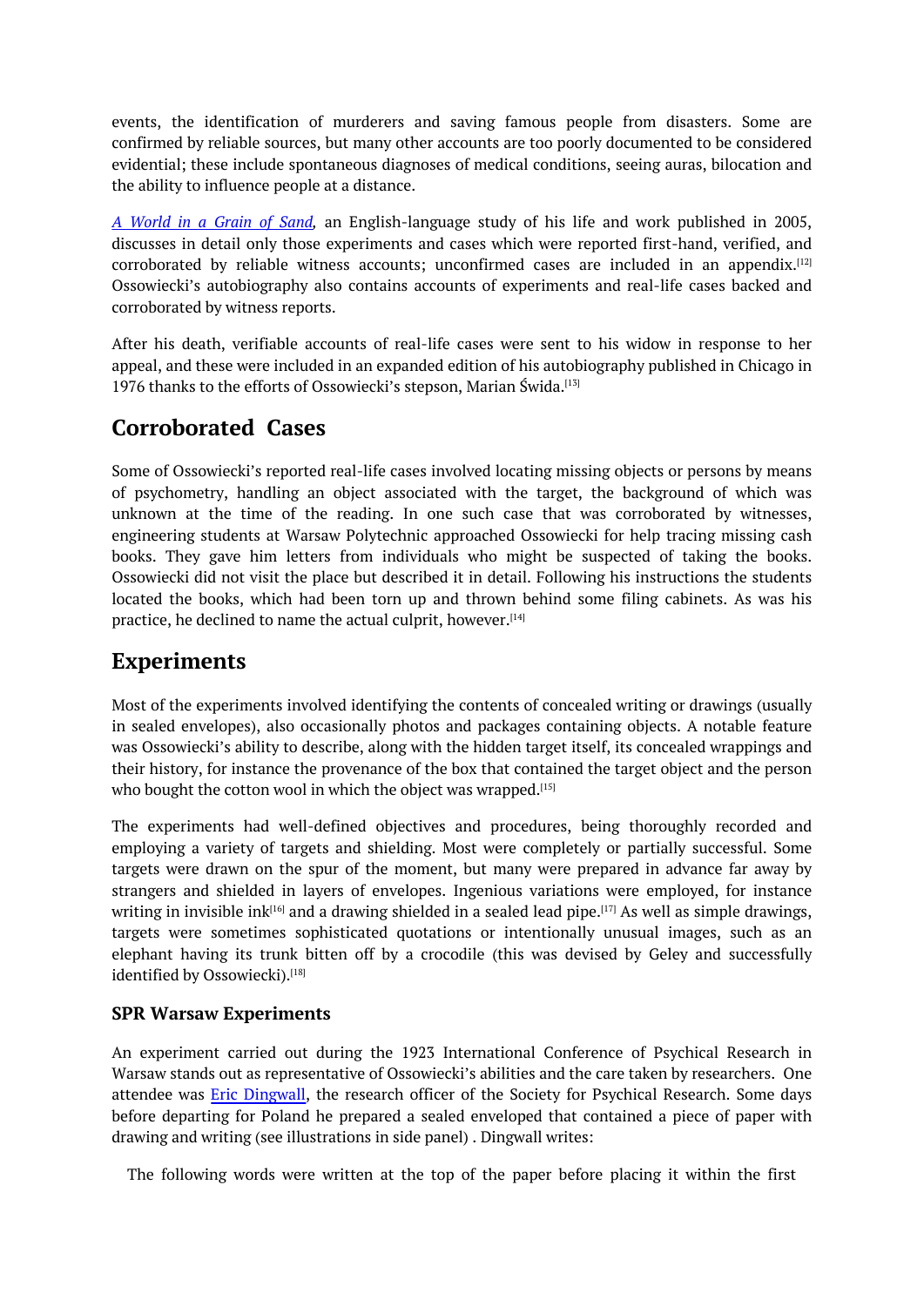events, the identification of murderers and saving famous people from disasters. Some are confirmed by reliable sources, but many other accounts are too poorly documented to be considered evidential; these include spontaneous diagnoses of medical conditions, seeing auras, bilocation and the ability to influence people at a distance.

*A World in a Grain of Sand,* an English-language study of his life and work published in 2005, discusses in detail only those experiments and cases which were reported first-hand, verified, and corroborated by reliable witness accounts; unconfirmed cases are included in an appendix.[12] Ossowiecki's autobiography also contains accounts of experiments and real-life cases backed and corroborated by witness reports.

After his death, verifiable accounts of real-life cases were sent to his widow in response to her appeal, and these were included in an expanded edition of his autobiography published in Chicago in 1976 thanks to the efforts of Ossowiecki's stepson, Marian Świda.[13]

## Corroborated Cases

Some of Ossowiecki's reported real-life cases involved locating missing objects or persons by means of psychometry, handling an object associated with the target, the background of which was unknown at the time of the reading. In one such case that was corroborated by witnesses, engineering students at Warsaw Polytechnic approached Ossowiecki for help tracing missing cash books. They gave him letters from individuals who might be suspected of taking the books. Ossowiecki did not visit the place but described it in detail. Following his instructions the students located the books, which had been torn up and thrown behind some filing cabinets. As was his practice, he declined to name the actual culprit, however.[14]

## Experiments

Most of the experiments involved identifying the contents of concealed writing or drawings (usually in sealed envelopes), also occasionally photos and packages containing objects. A notable feature was Ossowiecki's ability to describe, along with the hidden target itself, its concealed wrappings and their history, for instance the provenance of the box that contained the target object and the person who bought the cotton wool in which the object was wrapped.[15]

The experiments had well-defined objectives and procedures, being thoroughly recorded and employing a variety of targets and shielding. Most were completely or partially successful. Some targets were drawn on the spur of the moment, but many were prepared in advance far away by strangers and shielded in layers of envelopes. Ingenious variations were employed, for instance writing in invisible ink[16] and a drawing shielded in a sealed lead pipe.[17] As well as simple drawings, targets were sometimes sophisticated quotations or intentionally unusual images, such as an elephant having its trunk bitten off by a crocodile (this was devised by Geley and successfully identified by Ossowiecki).[18]

### SPR Warsaw Experiments

An experiment carried out during the 1923 International Conference of Psychical Research in Warsaw stands out as representative of Ossowiecki's abilities and the care taken by researchers. One attendee was Eric Dingwall, the research officer of the Society for Psychical Research. Some days before departing for Poland he prepared a sealed enveloped that contained a piece of paper with drawing and writing (see illustrations in side panel) . Dingwall writes:

> The following words were written at the top of the paper before placing it within the first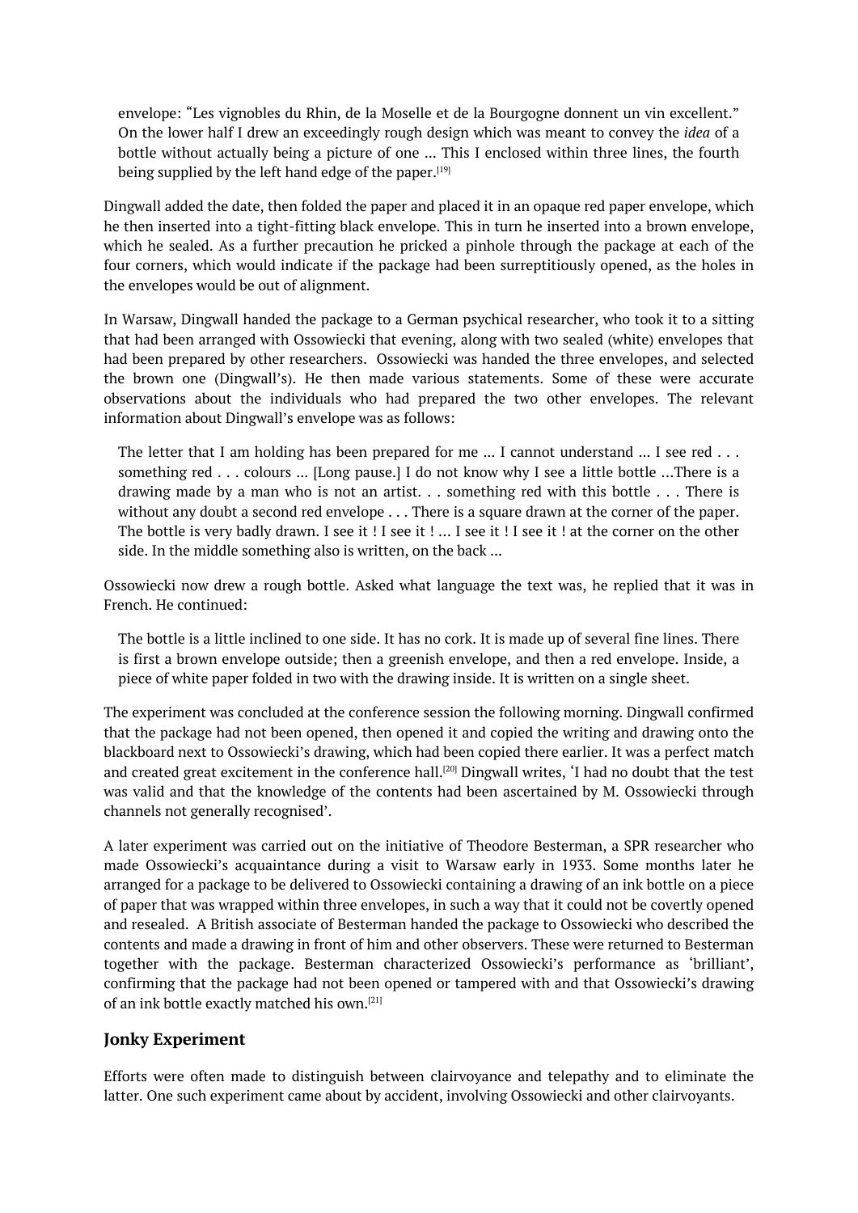> envelope: "Les vignobles du Rhin, de la Moselle et de la Bourgogne donnent un vin excellent." On the lower half I drew an exceedingly rough design which was meant to convey the *idea* of a bottle without actually being a picture of one ... This I enclosed within three lines, the fourth being supplied by the left hand edge of the paper.[19]

Dingwall added the date, then folded the paper and placed it in an opaque red paper envelope, which he then inserted into a tight-fitting black envelope. This in turn he inserted into a brown envelope, which he sealed. As a further precaution he pricked a pinhole through the package at each of the four corners, which would indicate if the package had been surreptitiously opened, as the holes in the envelopes would be out of alignment.

In Warsaw, Dingwall handed the package to a German psychical researcher, who took it to a sitting that had been arranged with Ossowiecki that evening, along with two sealed (white) envelopes that had been prepared by other researchers. Ossowiecki was handed the three envelopes, and selected the brown one (Dingwall's). He then made various statements. Some of these were accurate observations about the individuals who had prepared the two other envelopes. The relevant information about Dingwall's envelope was as follows:

> The letter that I am holding has been prepared for me ... I cannot understand ... I see red . . . something red . . . colours ... [Long pause.] I do not know why I see a little bottle ...There is a drawing made by a man who is not an artist. . . something red with this bottle . . . There is without any doubt a second red envelope . . . There is a square drawn at the corner of the paper. The bottle is very badly drawn. I see it ! I see it ! ... I see it ! I see it ! at the corner on the other side. In the middle something also is written, on the back ...

Ossowiecki now drew a rough bottle. Asked what language the text was, he replied that it was in French. He continued:

> The bottle is a little inclined to one side. It has no cork. It is made up of several fine lines. There is first a brown envelope outside; then a greenish envelope, and then a red envelope. Inside, a piece of white paper folded in two with the drawing inside. It is written on a single sheet.

The experiment was concluded at the conference session the following morning. Dingwall confirmed that the package had not been opened, then opened it and copied the writing and drawing onto the blackboard next to Ossowiecki's drawing, which had been copied there earlier. It was a perfect match and created great excitement in the conference hall.[20] Dingwall writes, 'I had no doubt that the test was valid and that the knowledge of the contents had been ascertained by M. Ossowiecki through channels not generally recognised'.

A later experiment was carried out on the initiative of Theodore Besterman, a SPR researcher who made Ossowiecki's acquaintance during a visit to Warsaw early in 1933. Some months later he arranged for a package to be delivered to Ossowiecki containing a drawing of an ink bottle on a piece of paper that was wrapped within three envelopes, in such a way that it could not be covertly opened and resealed. A British associate of Besterman handed the package to Ossowiecki who described the contents and made a drawing in front of him and other observers. These were returned to Besterman together with the package. Besterman characterized Ossowiecki's performance as 'brilliant', confirming that the package had not been opened or tampered with and that Ossowiecki's drawing of an ink bottle exactly matched his own.[21]

### Jonky Experiment

Efforts were often made to distinguish between clairvoyance and telepathy and to eliminate the latter. One such experiment came about by accident, involving Ossowiecki and other clairvoyants.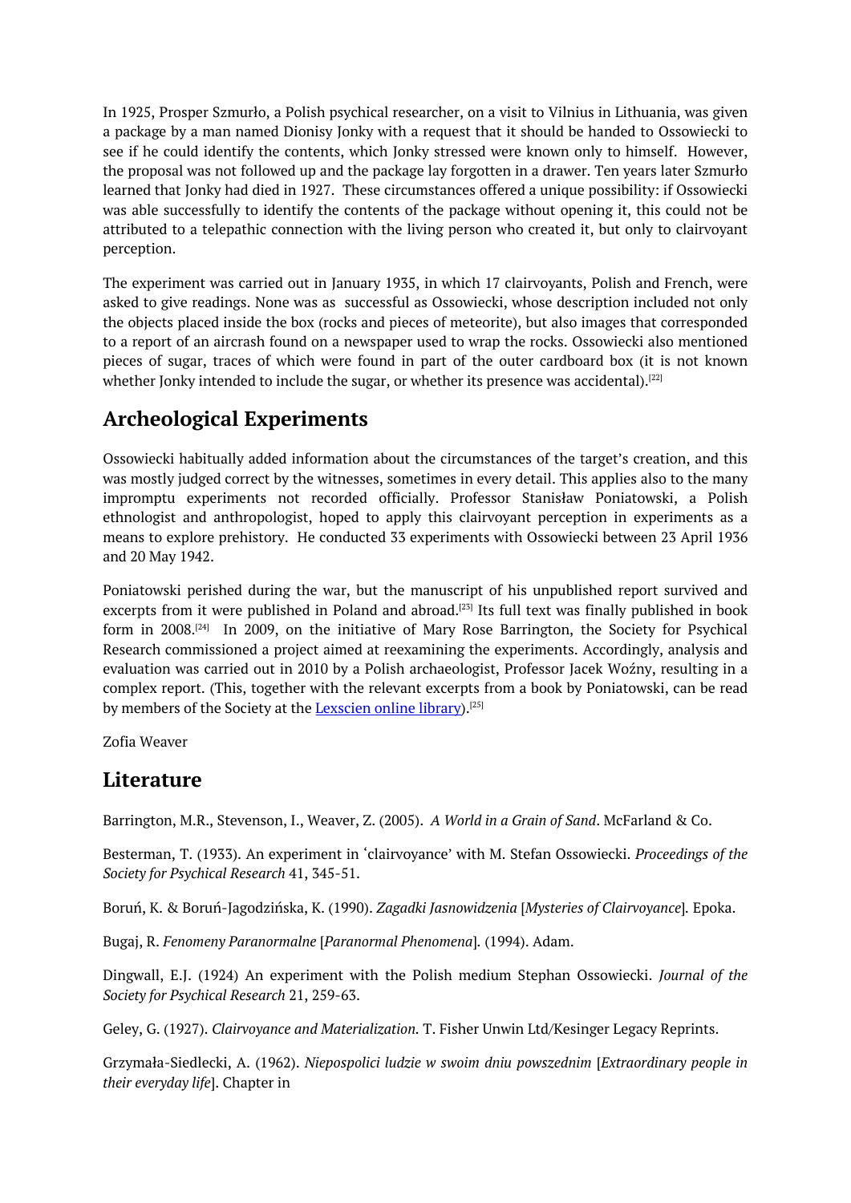In 1925, Prosper Szmurło, a Polish psychical researcher, on a visit to Vilnius in Lithuania, was given a package by a man named Dionisy Jonky with a request that it should be handed to Ossowiecki to see if he could identify the contents, which Jonky stressed were known only to himself. However, the proposal was not followed up and the package lay forgotten in a drawer. Ten years later Szmurło learned that Jonky had died in 1927. These circumstances offered a unique possibility: if Ossowiecki was able successfully to identify the contents of the package without opening it, this could not be attributed to a telepathic connection with the living person who created it, but only to clairvoyant perception.

The experiment was carried out in January 1935, in which 17 clairvoyants, Polish and French, were asked to give readings. None was as successful as Ossowiecki, whose description included not only the objects placed inside the box (rocks and pieces of meteorite), but also images that corresponded to a report of an aircrash found on a newspaper used to wrap the rocks. Ossowiecki also mentioned pieces of sugar, traces of which were found in part of the outer cardboard box (it is not known whether Jonky intended to include the sugar, or whether its presence was accidental).[22]

## Archeological Experiments

Ossowiecki habitually added information about the circumstances of the target's creation, and this was mostly judged correct by the witnesses, sometimes in every detail. This applies also to the many impromptu experiments not recorded officially. Professor Stanisław Poniatowski, a Polish ethnologist and anthropologist, hoped to apply this clairvoyant perception in experiments as a means to explore prehistory. He conducted 33 experiments with Ossowiecki between 23 April 1936 and 20 May 1942.

Poniatowski perished during the war, but the manuscript of his unpublished report survived and excerpts from it were published in Poland and abroad.[23] Its full text was finally published in book form in 2008.[24] In 2009, on the initiative of Mary Rose Barrington, the Society for Psychical Research commissioned a project aimed at reexamining the experiments. Accordingly, analysis and evaluation was carried out in 2010 by a Polish archaeologist, Professor Jacek Woźny, resulting in a complex report. (This, together with the relevant excerpts from a book by Poniatowski, can be read by members of the Society at the Lexscien online library).[25]

Zofia Weaver

## Literature

Barrington, M.R., Stevenson, I., Weaver, Z. (2005). *A World in a Grain of Sand*. McFarland & Co.

Besterman, T. (1933). An experiment in 'clairvoyance' with M. Stefan Ossowiecki. *Proceedings of the Society for Psychical Research* 41, 345-51.

Boruń, K. & Boruń-Jagodzińska, K. (1990). *Zagadki Jasnowidzenia* [*Mysteries of Clairvoyance*]. Epoka.

Bugaj, R. *Fenomeny Paranormalne* [*Paranormal Phenomena*]. (1994). Adam.

Dingwall, E.J. (1924) An experiment with the Polish medium Stephan Ossowiecki. *Journal of the Society for Psychical Research* 21, 259-63.

Geley, G. (1927). *Clairvoyance and Materialization.* T. Fisher Unwin Ltd/Kesinger Legacy Reprints.

Grzymała-Siedlecki, A. (1962). *Niepospolici ludzie w swoim dniu powszednim* [*Extraordinary people in their everyday life*]. Chapter in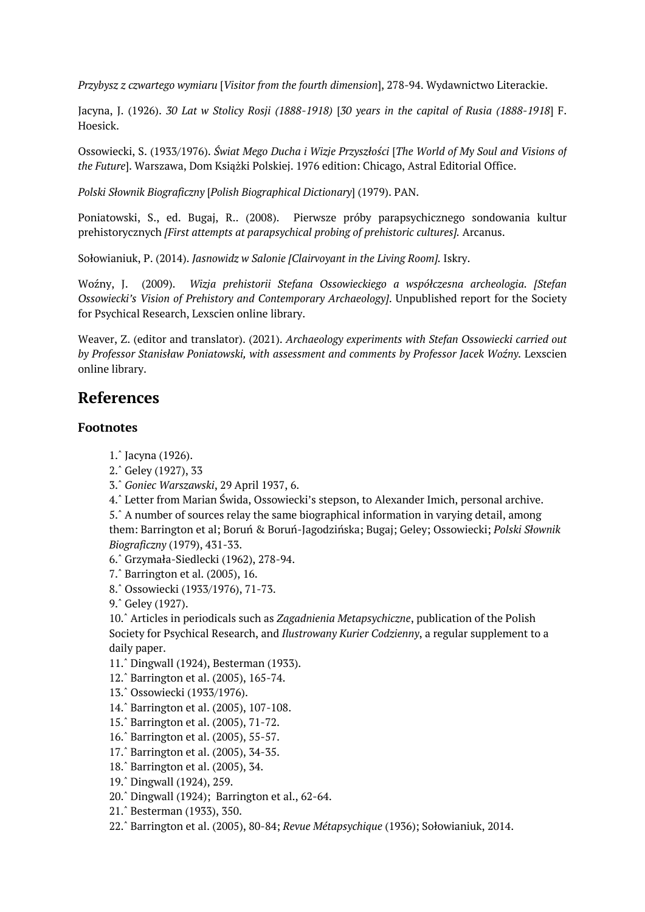*Przybysz z czwartego wymiaru* [*Visitor from the fourth dimension*], 278-94. Wydawnictwo Literackie.

Jacyna, J. (1926). *30 Lat w Stolicy Rosji (1888-1918)* [*30 years in the capital of Rusia (1888-1918*] F. Hoesick.

Ossowiecki, S. (1933/1976). *Świat Mego Ducha i Wizje Przyszłości* [*The World of My Soul and Visions of the Future*]. Warszawa, Dom Książki Polskiej. 1976 edition: Chicago, Astral Editorial Office.

*Polski Słownik Biograficzny* [*Polish Biographical Dictionary*] (1979). PAN.

Poniatowski, S., ed. Bugaj, R.. (2008). Pierwsze próby parapsychicznego sondowania kultur prehistorycznych *[First attempts at parapsychical probing of prehistoric cultures].* Arcanus.

Sołowianiuk, P. (2014). *Jasnowidz w Salonie [Clairvoyant in the Living Room].* Iskry.

Woźny, J. (2009). *Wizja prehistorii Stefana Ossowieckiego a współczesna archeologia. [Stefan Ossowiecki's Vision of Prehistory and Contemporary Archaeology].* Unpublished report for the Society for Psychical Research, Lexscien online library.

Weaver, Z. (editor and translator). (2021). *Archaeology experiments with Stefan Ossowiecki carried out by Professor Stanisław Poniatowski, with assessment and comments by Professor Jacek Woźny.* Lexscien online library.

## References

### Footnotes

1. ^ Jacyna (1926).
2. ^ Geley (1927), 33
3. ^ *Goniec Warszawski*, 29 April 1937, 6.
4. ^ Letter from Marian Świda, Ossowiecki's stepson, to Alexander Imich, personal archive.
5. ^ A number of sources relay the same biographical information in varying detail, among them: Barrington et al; Boruń & Boruń-Jagodzińska; Bugaj; Geley; Ossowiecki; *Polski Słownik Biograficzny* (1979), 431-33.
6. ^ Grzymała-Siedlecki (1962), 278-94.
7. ^ Barrington et al. (2005), 16.
8. ^ Ossowiecki (1933/1976), 71-73.
9. ^ Geley (1927).
10. ^ Articles in periodicals such as *Zagadnienia Metapsychiczne*, publication of the Polish Society for Psychical Research, and *Ilustrowany Kurier Codzienny*, a regular supplement to a daily paper.
11. ^ Dingwall (1924), Besterman (1933).
12. ^ Barrington et al. (2005), 165-74.
13. ^ Ossowiecki (1933/1976).
14. ^ Barrington et al. (2005), 107-108.
15. ^ Barrington et al. (2005), 71-72.
16. ^ Barrington et al. (2005), 55-57.
17. ^ Barrington et al. (2005), 34-35.
18. ^ Barrington et al. (2005), 34.
19. ^ Dingwall (1924), 259.
20. ^ Dingwall (1924); Barrington et al., 62-64.
21. ^ Besterman (1933), 350.
22. ^ Barrington et al. (2005), 80-84; *Revue Métapsychique* (1936); Sołowianiuk, 2014.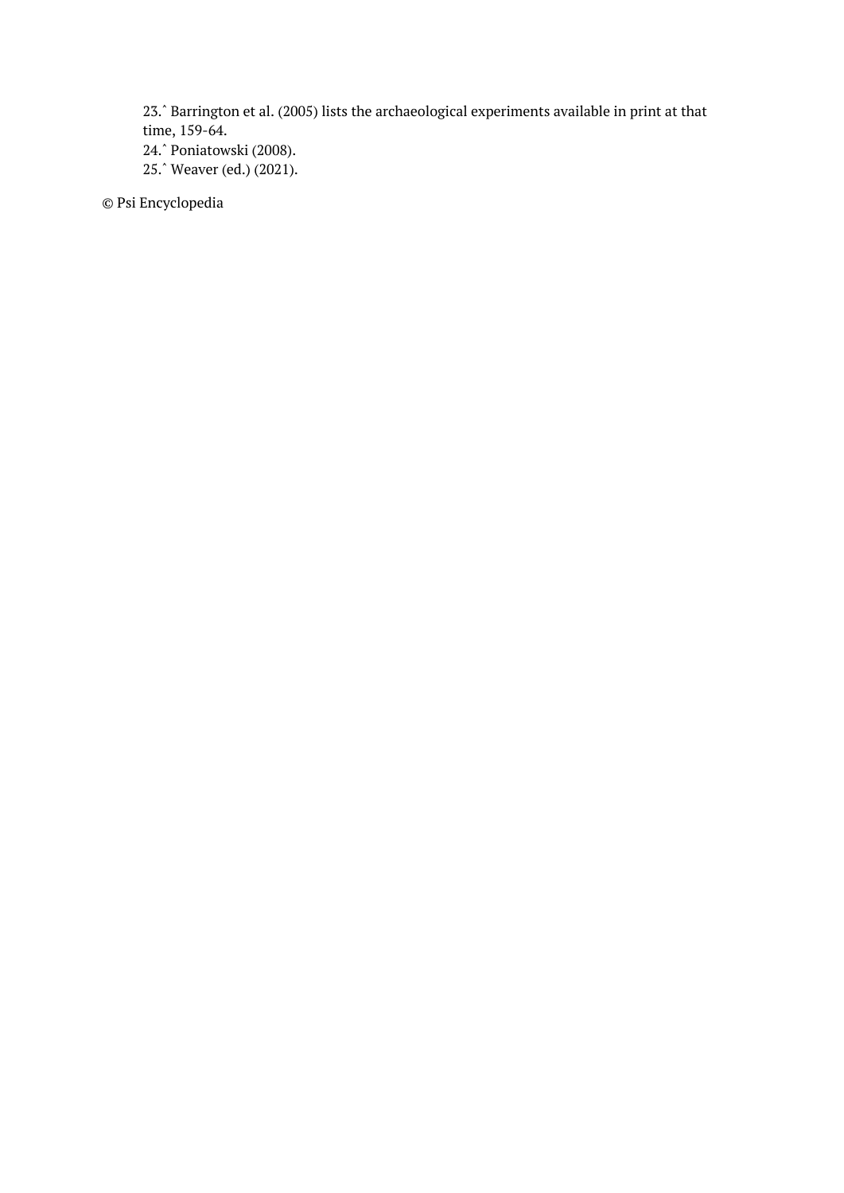23.^ Barrington et al. (2005) lists the archaeological experiments available in print at that time, 159-64.
24.^ Poniatowski (2008).
25.^ Weaver (ed.) (2021).

© Psi Encyclopedia